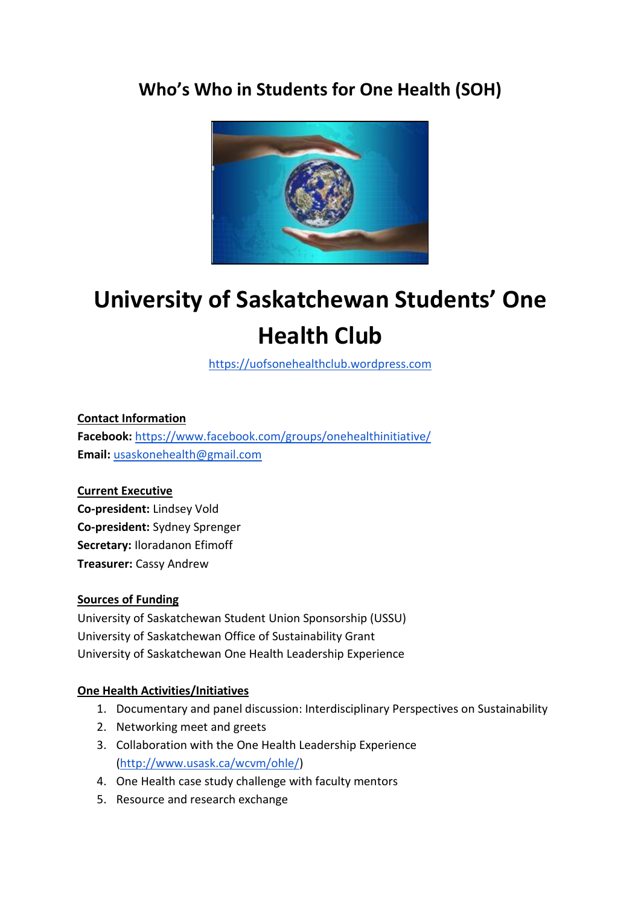## Who's Who in Students for One Health (SOH)

# University of Saskatchewan Students' One Health Club

https://uofsonehealthclub.wordpress.com

**Contact Information**

**Facebook:** https://www.facebook.com/groups/onehealthinitiative/
**Email:** usaskonehealth@gmail.com

**Current Executive**

**Co-president:** Lindsey Vold
**Co-president:** Sydney Sprenger
**Secretary:** Iloradanon Efimoff
**Treasurer:** Cassy Andrew

**Sources of Funding**

University of Saskatchewan Student Union Sponsorship (USSU)
University of Saskatchewan Office of Sustainability Grant
University of Saskatchewan One Health Leadership Experience

**One Health Activities/Initiatives**

1. Documentary and panel discussion: Interdisciplinary Perspectives on Sustainability
2. Networking meet and greets
3. Collaboration with the One Health Leadership Experience (http://www.usask.ca/wcvm/ohle/)
4. One Health case study challenge with faculty mentors
5. Resource and research exchange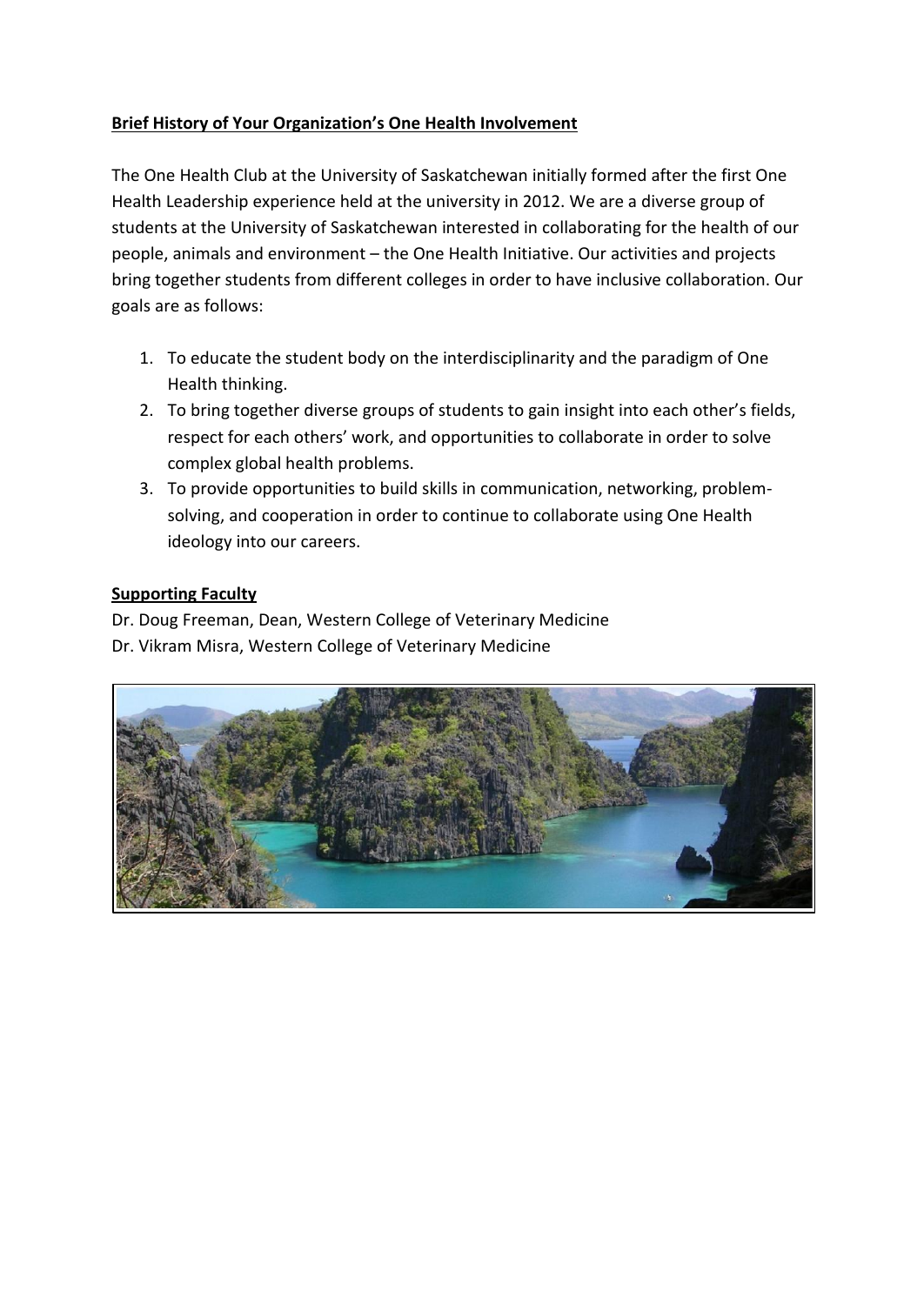**Brief History of Your Organization's One Health Involvement**

The One Health Club at the University of Saskatchewan initially formed after the first One Health Leadership experience held at the university in 2012. We are a diverse group of students at the University of Saskatchewan interested in collaborating for the health of our people, animals and environment – the One Health Initiative. Our activities and projects bring together students from different colleges in order to have inclusive collaboration. Our goals are as follows:

1. To educate the student body on the interdisciplinarity and the paradigm of One Health thinking.
2. To bring together diverse groups of students to gain insight into each other's fields, respect for each others' work, and opportunities to collaborate in order to solve complex global health problems.
3. To provide opportunities to build skills in communication, networking, problem-solving, and cooperation in order to continue to collaborate using One Health ideology into our careers.

**Supporting Faculty**

Dr. Doug Freeman, Dean, Western College of Veterinary Medicine
Dr. Vikram Misra, Western College of Veterinary Medicine